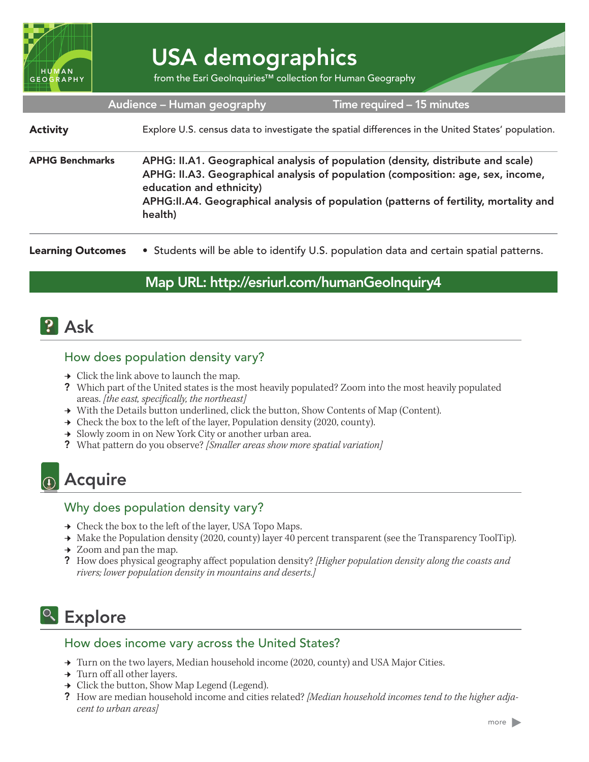# USA demographics

from the Esri GeoInquiries™ collection for Human Geography

**Audience – Human geography** | **Time required – 15 minutes**

| | |
|---|---|
| **Activity** | Explore U.S. census data to investigate the spatial differences in the United States' population. |
| **APHG Benchmarks** | **APHG: II.A1. Geographical analysis of population (density, distribute and scale)**<br>**APHG: II.A3. Geographical analysis of population (composition: age, sex, income, education and ethnicity)**<br>**APHG:II.A4. Geographical analysis of population (patterns of fertility, mortality and health)** |
| **Learning Outcomes** | • Students will be able to identify U.S. population data and certain spatial patterns. |

**Map URL: http://esriurl.com/humanGeoInquiry4**

## Ask

### How does population density vary?

→ Click the link above to launch the map.

? Which part of the United states is the most heavily populated? Zoom into the most heavily populated areas. *[the east, specifically, the northeast]*

→ With the Details button underlined, click the button, Show Contents of Map (Content).

→ Check the box to the left of the layer, Population density (2020, county).

→ Slowly zoom in on New York City or another urban area.

? What pattern do you observe? *[Smaller areas show more spatial variation]*

## Acquire

### Why does population density vary?

→ Check the box to the left of the layer, USA Topo Maps.

→ Make the Population density (2020, county) layer 40 percent transparent (see the Transparency ToolTip).

→ Zoom and pan the map.

? How does physical geography affect population density? *[Higher population density along the coasts and rivers; lower population density in mountains and deserts.]*

## Explore

### How does income vary across the United States?

→ Turn on the two layers, Median household income (2020, county) and USA Major Cities.

→ Turn off all other layers.

→ Click the button, Show Map Legend (Legend).

? How are median household income and cities related? *[Median household incomes tend to the higher adjacent to urban areas]*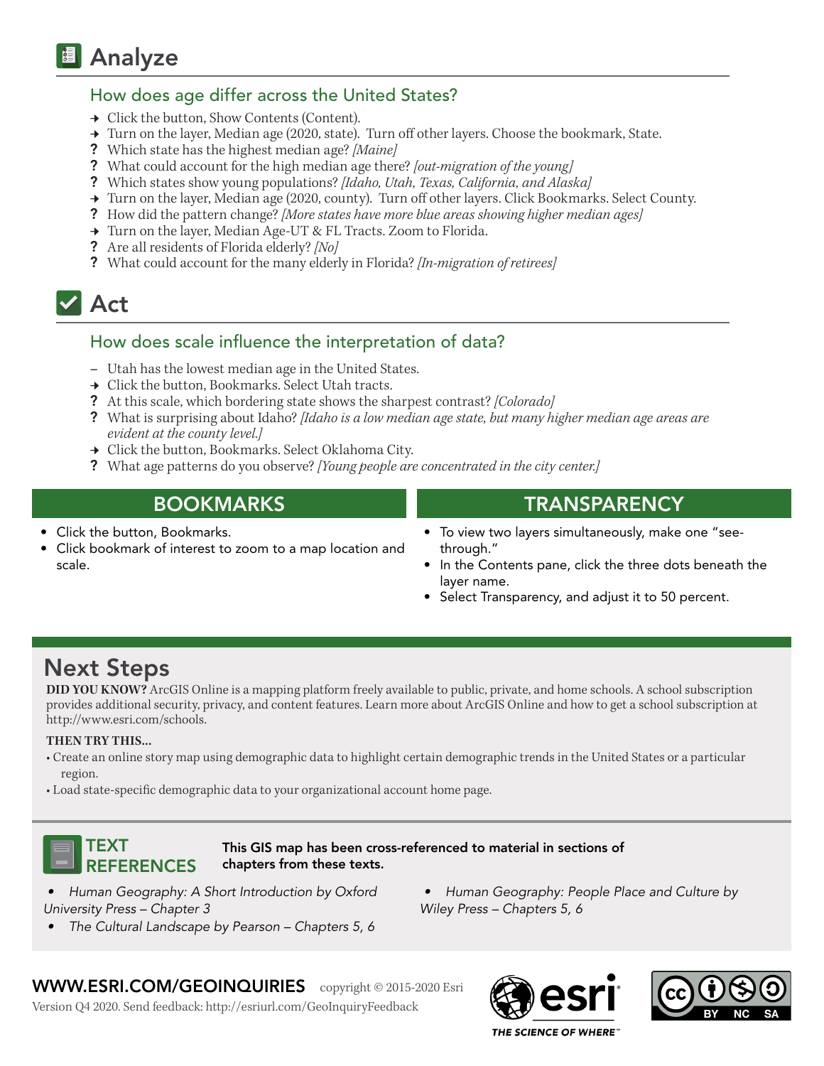## Analyze

### How does age differ across the United States?

→ Click the button, Show Contents (Content).
→ Turn on the layer, Median age (2020, state). Turn off other layers. Choose the bookmark, State.
? Which state has the highest median age? *[Maine]*
? What could account for the high median age there? *[out-migration of the young]*
? Which states show young populations? *[Idaho, Utah, Texas, California, and Alaska]*
→ Turn on the layer, Median age (2020, county). Turn off other layers. Click Bookmarks. Select County.
? How did the pattern change? *[More states have more blue areas showing higher median ages]*
→ Turn on the layer, Median Age-UT & FL Tracts. Zoom to Florida.
? Are all residents of Florida elderly? *[No]*
? What could account for the many elderly in Florida? *[In-migration of retirees]*

## Act

### How does scale influence the interpretation of data?

– Utah has the lowest median age in the United States.
→ Click the button, Bookmarks. Select Utah tracts.
? At this scale, which bordering state shows the sharpest contrast? *[Colorado]*
? What is surprising about Idaho? *[Idaho is a low median age state, but many higher median age areas are evident at the county level.]*
→ Click the button, Bookmarks. Select Oklahoma City.
? What age patterns do you observe? *[Young people are concentrated in the city center.]*

### BOOKMARKS

- Click the button, Bookmarks.
- Click bookmark of interest to zoom to a map location and scale.

### TRANSPARENCY

- To view two layers simultaneously, make one "see-through."
- In the Contents pane, click the three dots beneath the layer name.
- Select Transparency, and adjust it to 50 percent.

## Next Steps

**DID YOU KNOW?** ArcGIS Online is a mapping platform freely available to public, private, and home schools. A school subscription provides additional security, privacy, and content features. Learn more about ArcGIS Online and how to get a school subscription at http://www.esri.com/schools.

**THEN TRY THIS...**

- Create an online story map using demographic data to highlight certain demographic trends in the United States or a particular region.
- Load state-specific demographic data to your organizational account home page.

### TEXT REFERENCES

**This GIS map has been cross-referenced to material in sections of chapters from these texts.**

- *Human Geography: A Short Introduction by Oxford University Press – Chapter 3*
- *The Cultural Landscape by Pearson – Chapters 5, 6*
- *Human Geography: People Place and Culture by Wiley Press – Chapters 5, 6*

**WWW.ESRI.COM/GEOINQUIRIES** copyright © 2015-2020 Esri
Version Q4 2020. Send feedback: http://esriurl.com/GeoInquiryFeedback

esri THE SCIENCE OF WHERE™

CC BY NC SA